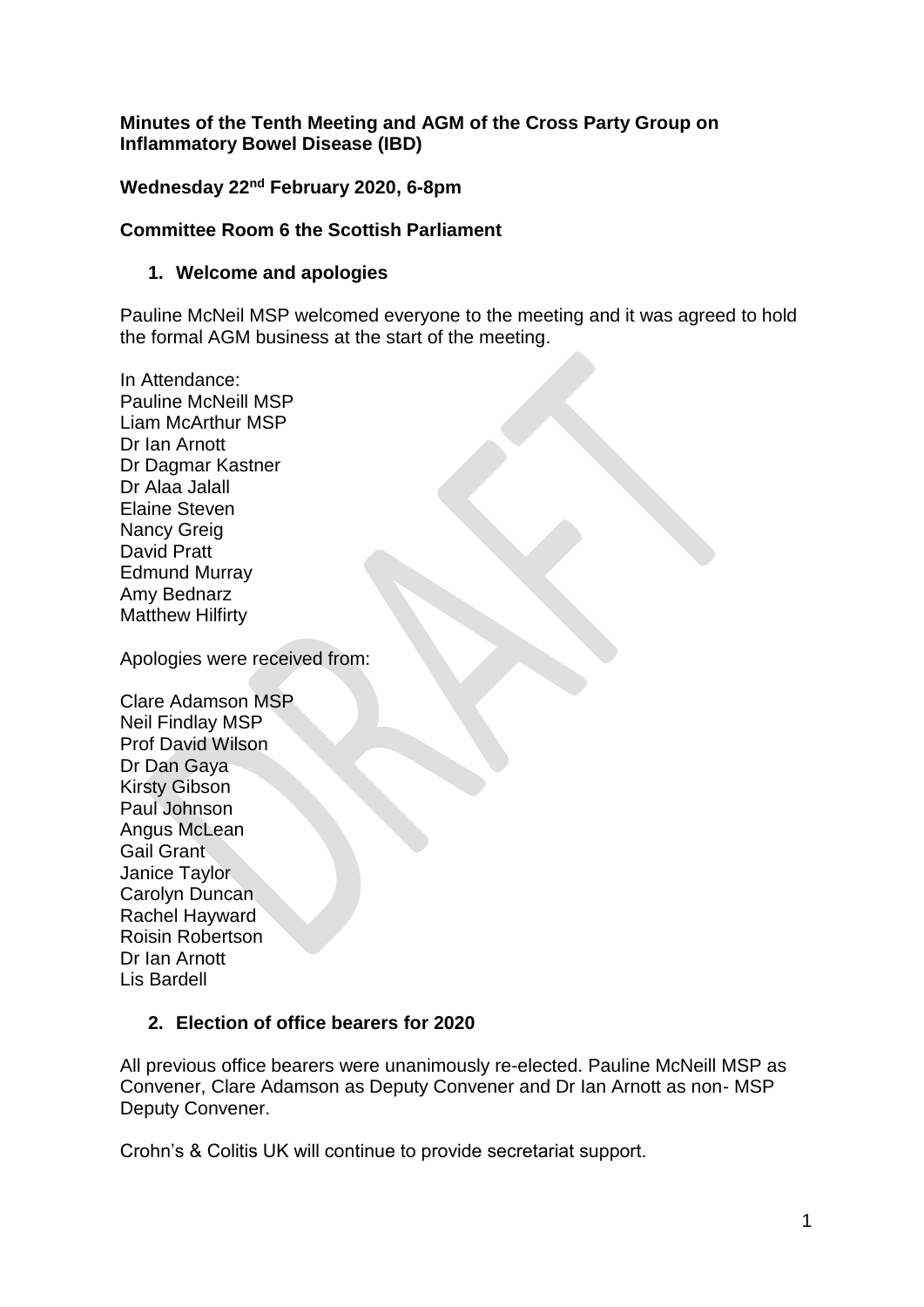**Minutes of the Tenth Meeting and AGM of the Cross Party Group on Inflammatory Bowel Disease (IBD)**

**Wednesday 22nd February 2020, 6-8pm**

**Committee Room 6 the Scottish Parliament**

1. **Welcome and apologies**

Pauline McNeil MSP welcomed everyone to the meeting and it was agreed to hold the formal AGM business at the start of the meeting.

In Attendance:
Pauline McNeill MSP
Liam McArthur MSP
Dr Ian Arnott
Dr Dagmar Kastner
Dr Alaa Jalall
Elaine Steven
Nancy Greig
David Pratt
Edmund Murray
Amy Bednarz
Matthew Hilfirty

Apologies were received from:

Clare Adamson MSP
Neil Findlay MSP
Prof David Wilson
Dr Dan Gaya
Kirsty Gibson
Paul Johnson
Angus McLean
Gail Grant
Janice Taylor
Carolyn Duncan
Rachel Hayward
Roisin Robertson
Dr Ian Arnott
Lis Bardell

2. **Election of office bearers for 2020**

All previous office bearers were unanimously re-elected. Pauline McNeill MSP as Convener, Clare Adamson as Deputy Convener and Dr Ian Arnott as non- MSP Deputy Convener.

Crohn's & Colitis UK will continue to provide secretariat support.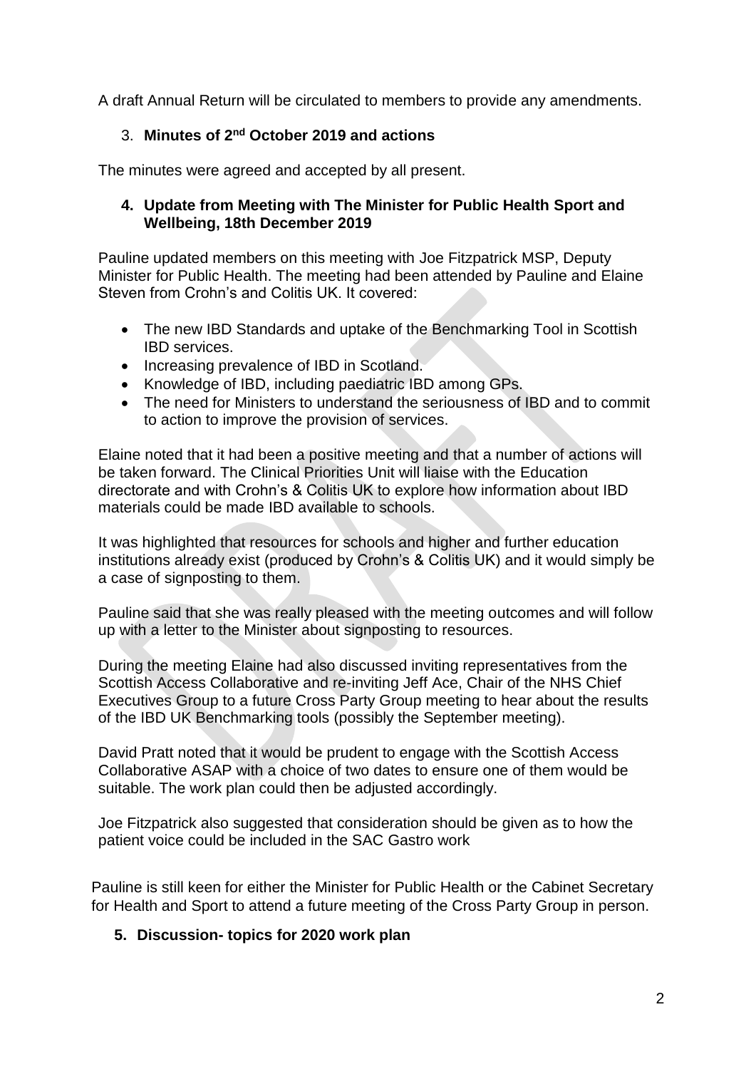A draft Annual Return will be circulated to members to provide any amendments.

3. **Minutes of 2nd October 2019 and actions**

The minutes were agreed and accepted by all present.

4. **Update from Meeting with The Minister for Public Health Sport and Wellbeing, 18th December 2019**

Pauline updated members on this meeting with Joe Fitzpatrick MSP, Deputy Minister for Public Health. The meeting had been attended by Pauline and Elaine Steven from Crohn's and Colitis UK. It covered:

- The new IBD Standards and uptake of the Benchmarking Tool in Scottish IBD services.
- Increasing prevalence of IBD in Scotland.
- Knowledge of IBD, including paediatric IBD among GPs.
- The need for Ministers to understand the seriousness of IBD and to commit to action to improve the provision of services.

Elaine noted that it had been a positive meeting and that a number of actions will be taken forward. The Clinical Priorities Unit will liaise with the Education directorate and with Crohn's & Colitis UK to explore how information about IBD materials could be made IBD available to schools.

It was highlighted that resources for schools and higher and further education institutions already exist (produced by Crohn's & Colitis UK) and it would simply be a case of signposting to them.

Pauline said that she was really pleased with the meeting outcomes and will follow up with a letter to the Minister about signposting to resources.

During the meeting Elaine had also discussed inviting representatives from the Scottish Access Collaborative and re-inviting Jeff Ace, Chair of the NHS Chief Executives Group to a future Cross Party Group meeting to hear about the results of the IBD UK Benchmarking tools (possibly the September meeting).

David Pratt noted that it would be prudent to engage with the Scottish Access Collaborative ASAP with a choice of two dates to ensure one of them would be suitable. The work plan could then be adjusted accordingly.

Joe Fitzpatrick also suggested that consideration should be given as to how the patient voice could be included in the SAC Gastro work

Pauline is still keen for either the Minister for Public Health or the Cabinet Secretary for Health and Sport to attend a future meeting of the Cross Party Group in person.

5. **Discussion- topics for 2020 work plan**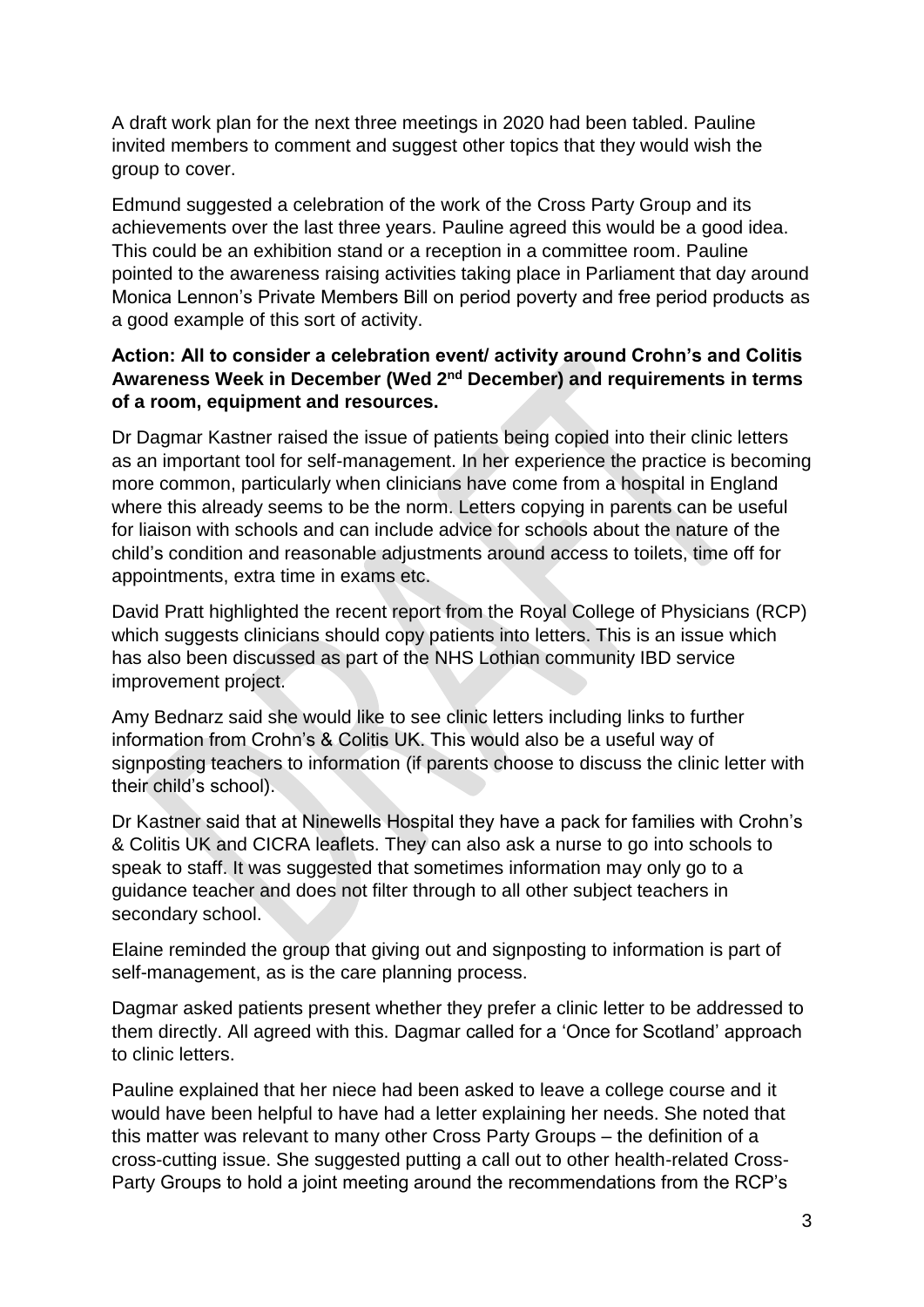A draft work plan for the next three meetings in 2020 had been tabled. Pauline invited members to comment and suggest other topics that they would wish the group to cover.

Edmund suggested a celebration of the work of the Cross Party Group and its achievements over the last three years. Pauline agreed this would be a good idea. This could be an exhibition stand or a reception in a committee room. Pauline pointed to the awareness raising activities taking place in Parliament that day around Monica Lennon's Private Members Bill on period poverty and free period products as a good example of this sort of activity.

**Action: All to consider a celebration event/ activity around Crohn's and Colitis Awareness Week in December (Wed 2nd December) and requirements in terms of a room, equipment and resources.**

Dr Dagmar Kastner raised the issue of patients being copied into their clinic letters as an important tool for self-management. In her experience the practice is becoming more common, particularly when clinicians have come from a hospital in England where this already seems to be the norm. Letters copying in parents can be useful for liaison with schools and can include advice for schools about the nature of the child's condition and reasonable adjustments around access to toilets, time off for appointments, extra time in exams etc.

David Pratt highlighted the recent report from the Royal College of Physicians (RCP) which suggests clinicians should copy patients into letters. This is an issue which has also been discussed as part of the NHS Lothian community IBD service improvement project.

Amy Bednarz said she would like to see clinic letters including links to further information from Crohn's & Colitis UK. This would also be a useful way of signposting teachers to information (if parents choose to discuss the clinic letter with their child's school).

Dr Kastner said that at Ninewells Hospital they have a pack for families with Crohn's & Colitis UK and CICRA leaflets. They can also ask a nurse to go into schools to speak to staff. It was suggested that sometimes information may only go to a guidance teacher and does not filter through to all other subject teachers in secondary school.

Elaine reminded the group that giving out and signposting to information is part of self-management, as is the care planning process.

Dagmar asked patients present whether they prefer a clinic letter to be addressed to them directly. All agreed with this. Dagmar called for a 'Once for Scotland' approach to clinic letters.

Pauline explained that her niece had been asked to leave a college course and it would have been helpful to have had a letter explaining her needs. She noted that this matter was relevant to many other Cross Party Groups – the definition of a cross-cutting issue. She suggested putting a call out to other health-related Cross-Party Groups to hold a joint meeting around the recommendations from the RCP's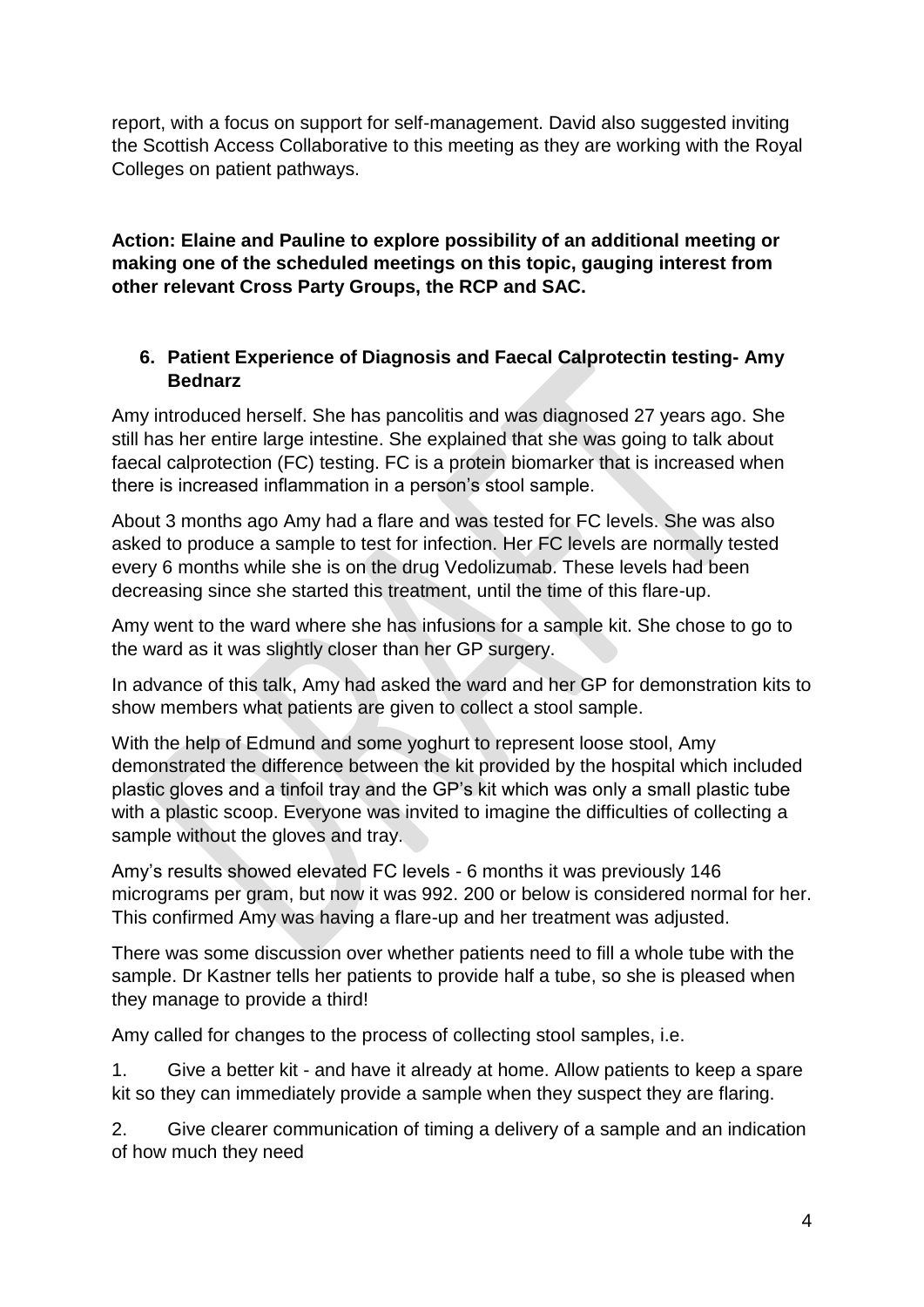report, with a focus on support for self-management. David also suggested inviting the Scottish Access Collaborative to this meeting as they are working with the Royal Colleges on patient pathways.

**Action: Elaine and Pauline to explore possibility of an additional meeting or making one of the scheduled meetings on this topic, gauging interest from other relevant Cross Party Groups, the RCP and SAC.**

## 6. Patient Experience of Diagnosis and Faecal Calprotectin testing- Amy Bednarz

Amy introduced herself. She has pancolitis and was diagnosed 27 years ago. She still has her entire large intestine. She explained that she was going to talk about faecal calprotection (FC) testing. FC is a protein biomarker that is increased when there is increased inflammation in a person's stool sample.

About 3 months ago Amy had a flare and was tested for FC levels. She was also asked to produce a sample to test for infection. Her FC levels are normally tested every 6 months while she is on the drug Vedolizumab. These levels had been decreasing since she started this treatment, until the time of this flare-up.

Amy went to the ward where she has infusions for a sample kit. She chose to go to the ward as it was slightly closer than her GP surgery.

In advance of this talk, Amy had asked the ward and her GP for demonstration kits to show members what patients are given to collect a stool sample.

With the help of Edmund and some yoghurt to represent loose stool, Amy demonstrated the difference between the kit provided by the hospital which included plastic gloves and a tinfoil tray and the GP's kit which was only a small plastic tube with a plastic scoop. Everyone was invited to imagine the difficulties of collecting a sample without the gloves and tray.

Amy's results showed elevated FC levels - 6 months it was previously 146 micrograms per gram, but now it was 992. 200 or below is considered normal for her. This confirmed Amy was having a flare-up and her treatment was adjusted.

There was some discussion over whether patients need to fill a whole tube with the sample. Dr Kastner tells her patients to provide half a tube, so she is pleased when they manage to provide a third!

Amy called for changes to the process of collecting stool samples, i.e.

1. Give a better kit - and have it already at home. Allow patients to keep a spare kit so they can immediately provide a sample when they suspect they are flaring.

2. Give clearer communication of timing a delivery of a sample and an indication of how much they need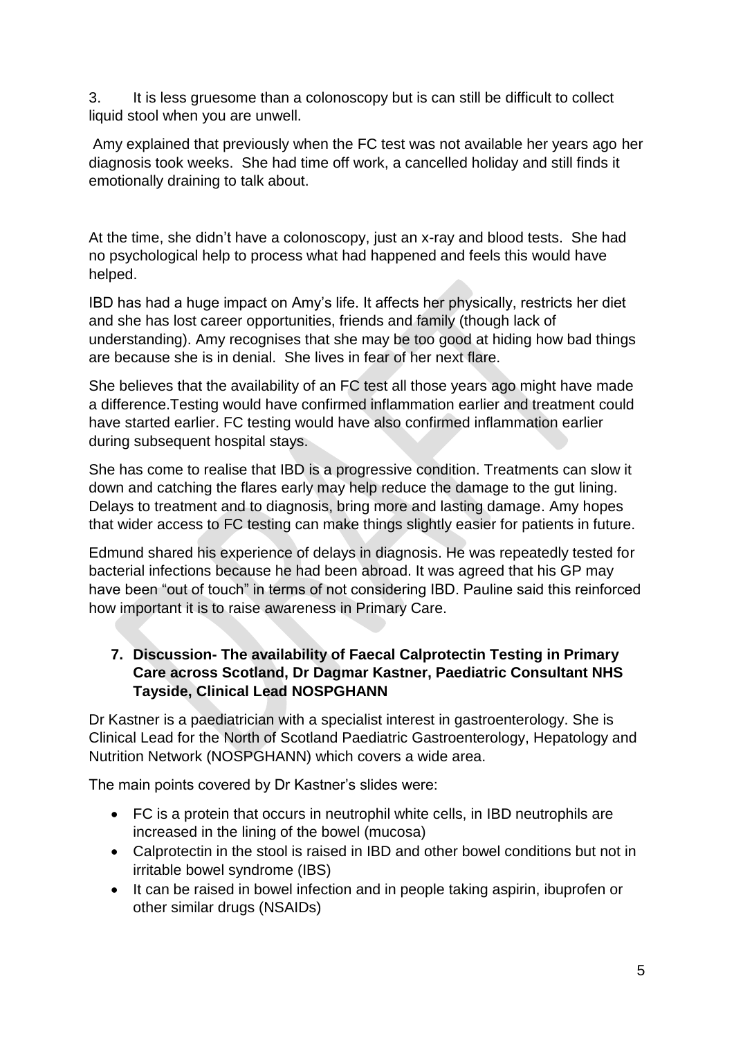3. It is less gruesome than a colonoscopy but is can still be difficult to collect liquid stool when you are unwell.

Amy explained that previously when the FC test was not available her years ago her diagnosis took weeks. She had time off work, a cancelled holiday and still finds it emotionally draining to talk about.

At the time, she didn't have a colonoscopy, just an x-ray and blood tests. She had no psychological help to process what had happened and feels this would have helped.

IBD has had a huge impact on Amy's life. It affects her physically, restricts her diet and she has lost career opportunities, friends and family (though lack of understanding). Amy recognises that she may be too good at hiding how bad things are because she is in denial. She lives in fear of her next flare.

She believes that the availability of an FC test all those years ago might have made a difference.Testing would have confirmed inflammation earlier and treatment could have started earlier. FC testing would have also confirmed inflammation earlier during subsequent hospital stays.

She has come to realise that IBD is a progressive condition. Treatments can slow it down and catching the flares early may help reduce the damage to the gut lining. Delays to treatment and to diagnosis, bring more and lasting damage. Amy hopes that wider access to FC testing can make things slightly easier for patients in future.

Edmund shared his experience of delays in diagnosis. He was repeatedly tested for bacterial infections because he had been abroad. It was agreed that his GP may have been "out of touch" in terms of not considering IBD. Pauline said this reinforced how important it is to raise awareness in Primary Care.

**7. Discussion- The availability of Faecal Calprotectin Testing in Primary Care across Scotland, Dr Dagmar Kastner, Paediatric Consultant NHS Tayside, Clinical Lead NOSPGHANN**

Dr Kastner is a paediatrician with a specialist interest in gastroenterology. She is Clinical Lead for the North of Scotland Paediatric Gastroenterology, Hepatology and Nutrition Network (NOSPGHANN) which covers a wide area.

The main points covered by Dr Kastner's slides were:

- FC is a protein that occurs in neutrophil white cells, in IBD neutrophils are increased in the lining of the bowel (mucosa)
- Calprotectin in the stool is raised in IBD and other bowel conditions but not in irritable bowel syndrome (IBS)
- It can be raised in bowel infection and in people taking aspirin, ibuprofen or other similar drugs (NSAIDs)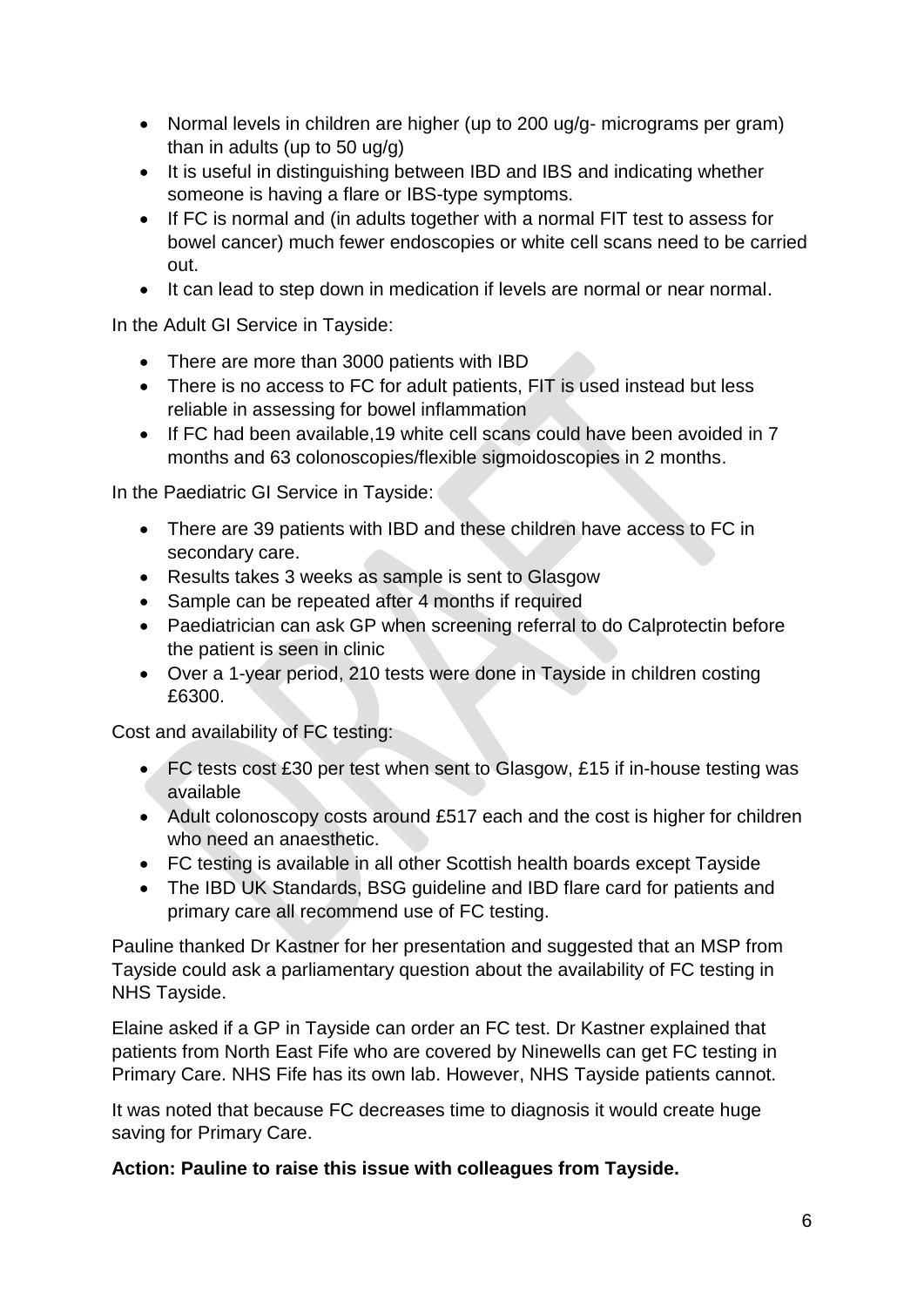- Normal levels in children are higher (up to 200 ug/g- micrograms per gram) than in adults (up to 50 ug/g)
- It is useful in distinguishing between IBD and IBS and indicating whether someone is having a flare or IBS-type symptoms.
- If FC is normal and (in adults together with a normal FIT test to assess for bowel cancer) much fewer endoscopies or white cell scans need to be carried out.
- It can lead to step down in medication if levels are normal or near normal.

In the Adult GI Service in Tayside:

- There are more than 3000 patients with IBD
- There is no access to FC for adult patients, FIT is used instead but less reliable in assessing for bowel inflammation
- If FC had been available,19 white cell scans could have been avoided in 7 months and 63 colonoscopies/flexible sigmoidoscopies in 2 months.

In the Paediatric GI Service in Tayside:

- There are 39 patients with IBD and these children have access to FC in secondary care.
- Results takes 3 weeks as sample is sent to Glasgow
- Sample can be repeated after 4 months if required
- Paediatrician can ask GP when screening referral to do Calprotectin before the patient is seen in clinic
- Over a 1-year period, 210 tests were done in Tayside in children costing £6300.

Cost and availability of FC testing:

- FC tests cost £30 per test when sent to Glasgow, £15 if in-house testing was available
- Adult colonoscopy costs around £517 each and the cost is higher for children who need an anaesthetic.
- FC testing is available in all other Scottish health boards except Tayside
- The IBD UK Standards, BSG guideline and IBD flare card for patients and primary care all recommend use of FC testing.

Pauline thanked Dr Kastner for her presentation and suggested that an MSP from Tayside could ask a parliamentary question about the availability of FC testing in NHS Tayside.

Elaine asked if a GP in Tayside can order an FC test. Dr Kastner explained that patients from North East Fife who are covered by Ninewells can get FC testing in Primary Care. NHS Fife has its own lab. However, NHS Tayside patients cannot.

It was noted that because FC decreases time to diagnosis it would create huge saving for Primary Care.

**Action: Pauline to raise this issue with colleagues from Tayside.**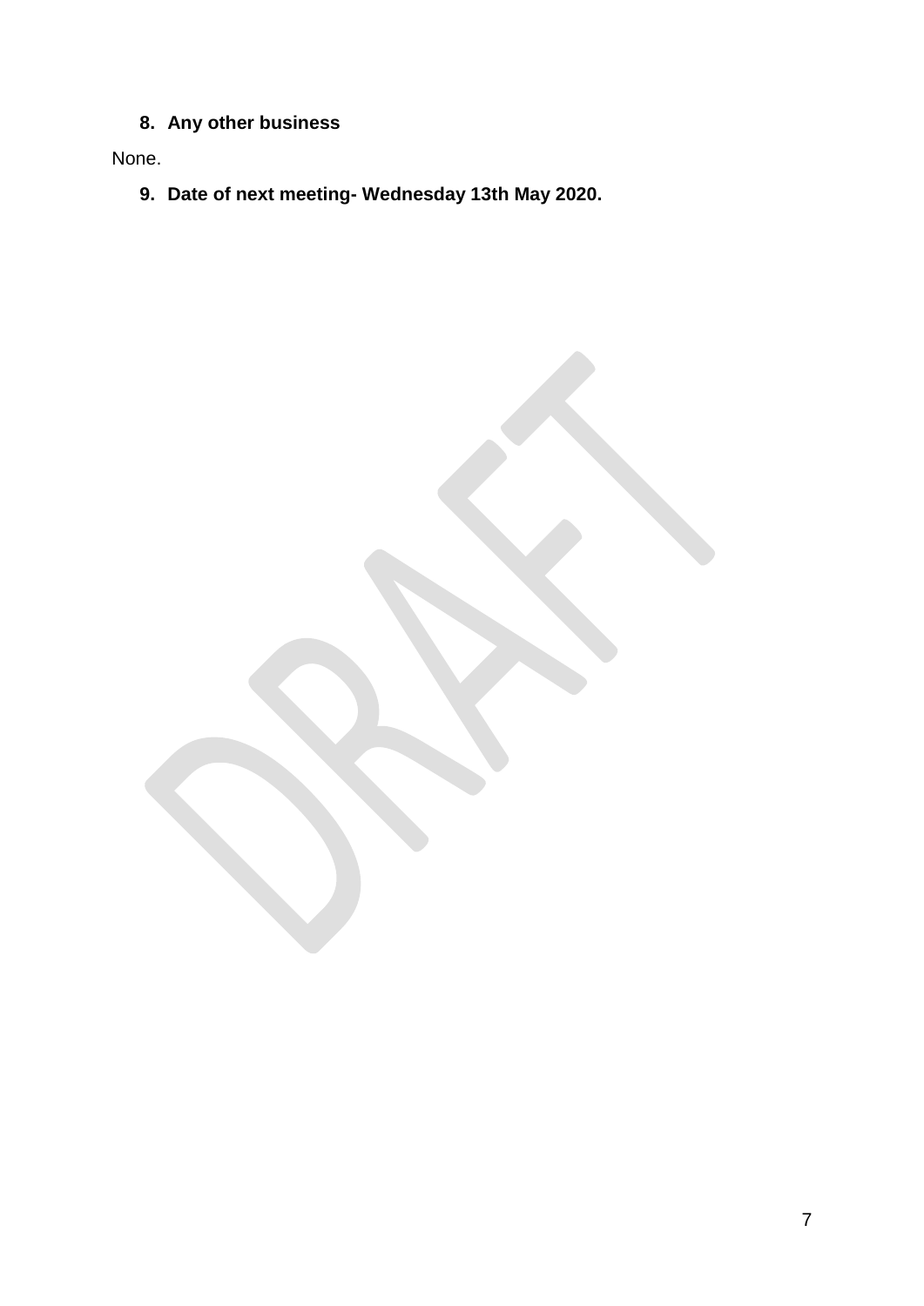**8. Any other business**

None.

**9. Date of next meeting- Wednesday 13th May 2020.**